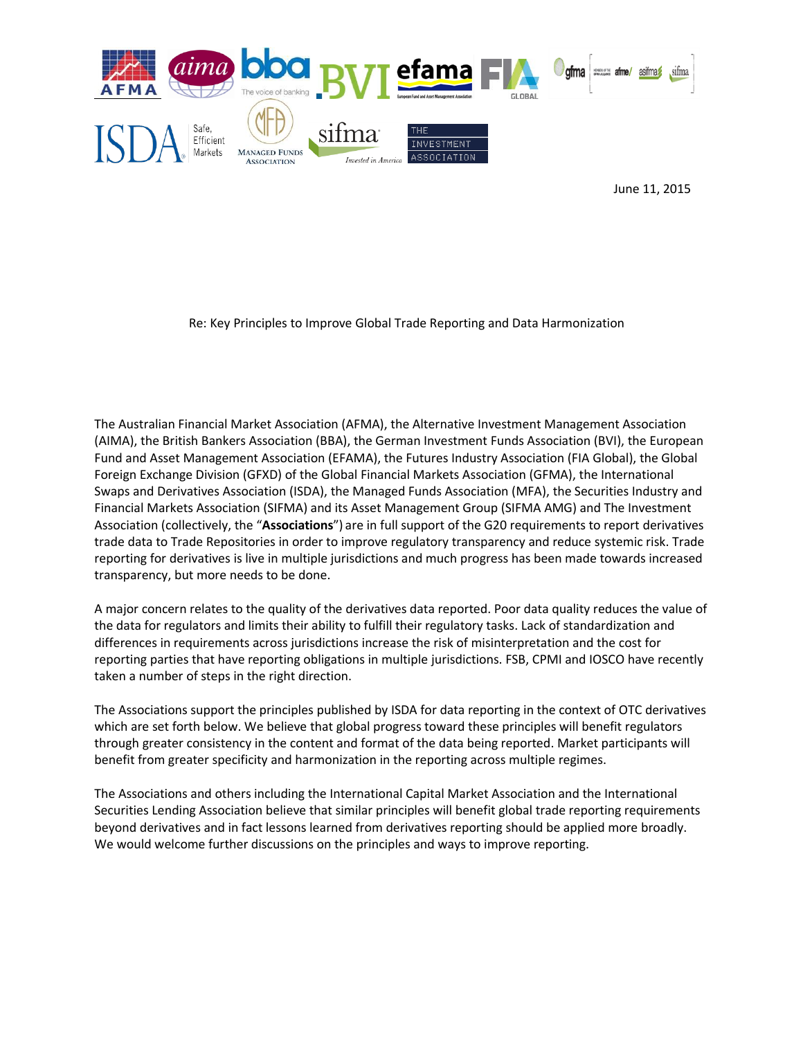June 11, 2015

Re: Key Principles to Improve Global Trade Reporting and Data Harmonization

The Australian Financial Market Association (AFMA), the Alternative Investment Management Association (AIMA), the British Bankers Association (BBA), the German Investment Funds Association (BVI), the European Fund and Asset Management Association (EFAMA), the Futures Industry Association (FIA Global), the Global Foreign Exchange Division (GFXD) of the Global Financial Markets Association (GFMA), the International Swaps and Derivatives Association (ISDA), the Managed Funds Association (MFA), the Securities Industry and Financial Markets Association (SIFMA) and its Asset Management Group (SIFMA AMG) and The Investment Association (collectively, the "**Associations**") are in full support of the G20 requirements to report derivatives trade data to Trade Repositories in order to improve regulatory transparency and reduce systemic risk. Trade reporting for derivatives is live in multiple jurisdictions and much progress has been made towards increased transparency, but more needs to be done.

A major concern relates to the quality of the derivatives data reported. Poor data quality reduces the value of the data for regulators and limits their ability to fulfill their regulatory tasks. Lack of standardization and differences in requirements across jurisdictions increase the risk of misinterpretation and the cost for reporting parties that have reporting obligations in multiple jurisdictions. FSB, CPMI and IOSCO have recently taken a number of steps in the right direction.

The Associations support the principles published by ISDA for data reporting in the context of OTC derivatives which are set forth below. We believe that global progress toward these principles will benefit regulators through greater consistency in the content and format of the data being reported. Market participants will benefit from greater specificity and harmonization in the reporting across multiple regimes.

The Associations and others including the International Capital Market Association and the International Securities Lending Association believe that similar principles will benefit global trade reporting requirements beyond derivatives and in fact lessons learned from derivatives reporting should be applied more broadly. We would welcome further discussions on the principles and ways to improve reporting.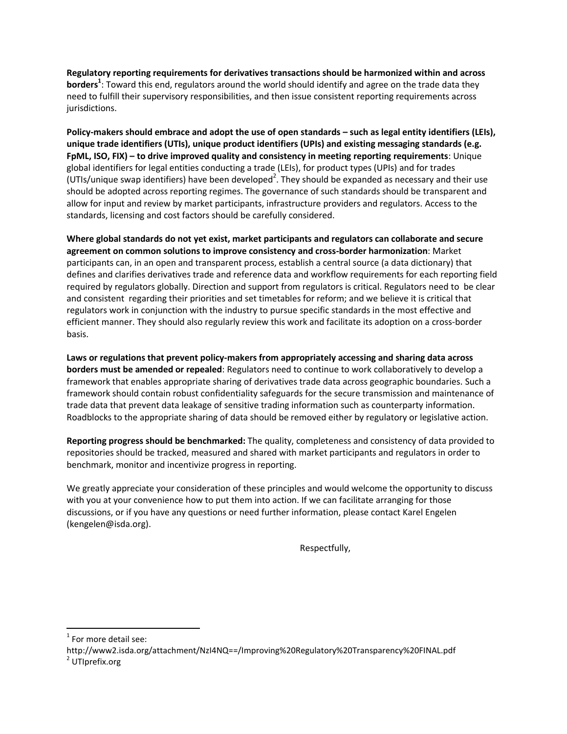**Regulatory reporting requirements for derivatives transactions should be harmonized within and across borders**[1]: Toward this end, regulators around the world should identify and agree on the trade data they need to fulfill their supervisory responsibilities, and then issue consistent reporting requirements across jurisdictions.

**Policy-makers should embrace and adopt the use of open standards – such as legal entity identifiers (LEIs), unique trade identifiers (UTIs), unique product identifiers (UPIs) and existing messaging standards (e.g. FpML, ISO, FIX) – to drive improved quality and consistency in meeting reporting requirements**: Unique global identifiers for legal entities conducting a trade (LEIs), for product types (UPIs) and for trades (UTIs/unique swap identifiers) have been developed[2]. They should be expanded as necessary and their use should be adopted across reporting regimes. The governance of such standards should be transparent and allow for input and review by market participants, infrastructure providers and regulators. Access to the standards, licensing and cost factors should be carefully considered.

**Where global standards do not yet exist, market participants and regulators can collaborate and secure agreement on common solutions to improve consistency and cross-border harmonization**: Market participants can, in an open and transparent process, establish a central source (a data dictionary) that defines and clarifies derivatives trade and reference data and workflow requirements for each reporting field required by regulators globally. Direction and support from regulators is critical. Regulators need to be clear and consistent regarding their priorities and set timetables for reform; and we believe it is critical that regulators work in conjunction with the industry to pursue specific standards in the most effective and efficient manner. They should also regularly review this work and facilitate its adoption on a cross-border basis.

**Laws or regulations that prevent policy-makers from appropriately accessing and sharing data across borders must be amended or repealed**: Regulators need to continue to work collaboratively to develop a framework that enables appropriate sharing of derivatives trade data across geographic boundaries. Such a framework should contain robust confidentiality safeguards for the secure transmission and maintenance of trade data that prevent data leakage of sensitive trading information such as counterparty information. Roadblocks to the appropriate sharing of data should be removed either by regulatory or legislative action.

**Reporting progress should be benchmarked:** The quality, completeness and consistency of data provided to repositories should be tracked, measured and shared with market participants and regulators in order to benchmark, monitor and incentivize progress in reporting.

We greatly appreciate your consideration of these principles and would welcome the opportunity to discuss with you at your convenience how to put them into action. If we can facilitate arranging for those discussions, or if you have any questions or need further information, please contact Karel Engelen (kengelen@isda.org).

Respectfully,

---

[1] For more detail see: http://www2.isda.org/attachment/NzI4NQ==/Improving%20Regulatory%20Transparency%20FINAL.pdf

[2] UTIprefix.org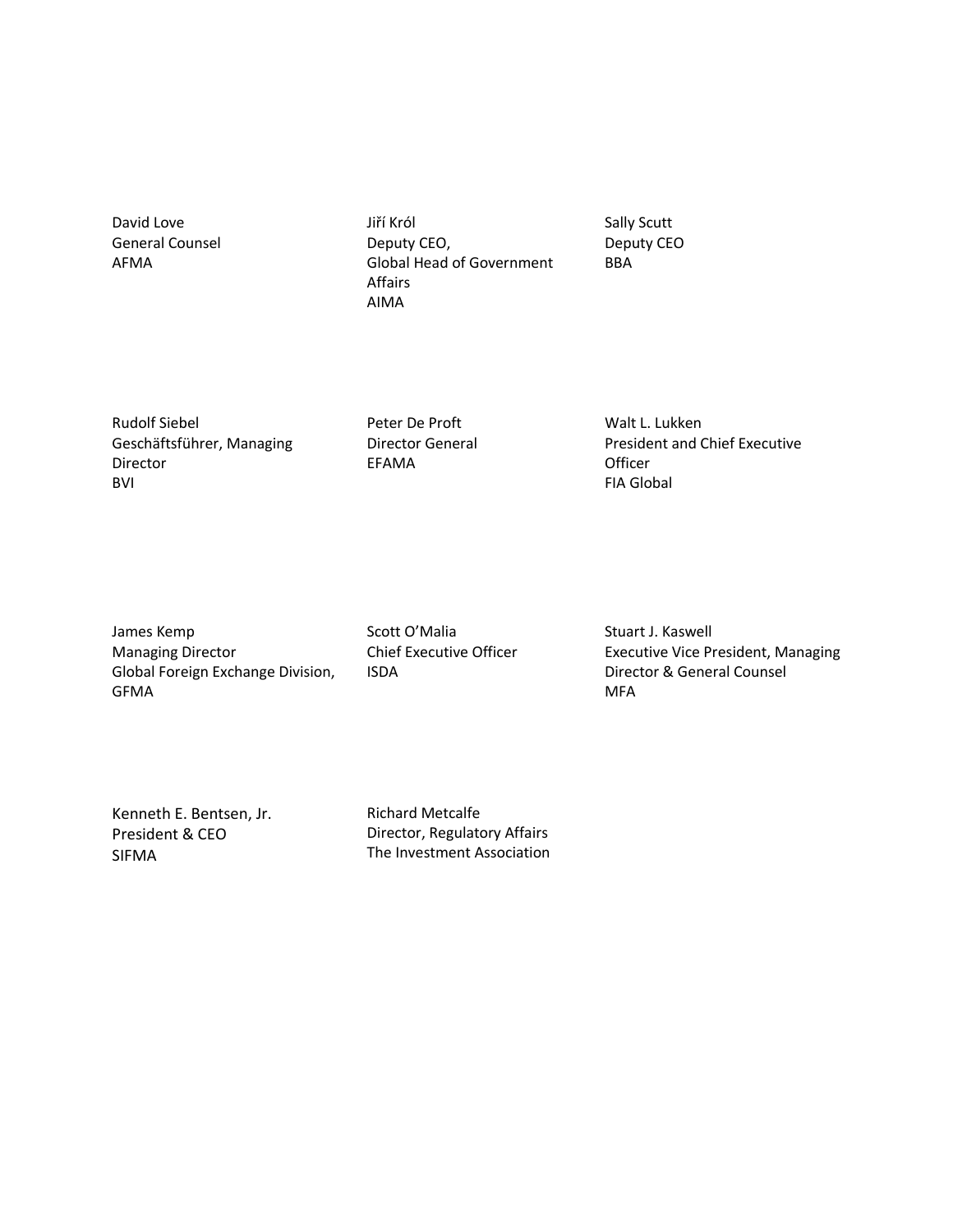David Love
General Counsel
AFMA

Jiří Król
Deputy CEO,
Global Head of Government Affairs
AIMA

Sally Scutt
Deputy CEO
BBA

Rudolf Siebel
Geschäftsführer, Managing Director
BVI

Peter De Proft
Director General
EFAMA

Walt L. Lukken
President and Chief Executive Officer
FIA Global

James Kemp
Managing Director
Global Foreign Exchange Division,
GFMA

Scott O'Malia
Chief Executive Officer
ISDA

Stuart J. Kaswell
Executive Vice President, Managing Director & General Counsel
MFA

Kenneth E. Bentsen, Jr.
President & CEO
SIFMA

Richard Metcalfe
Director, Regulatory Affairs
The Investment Association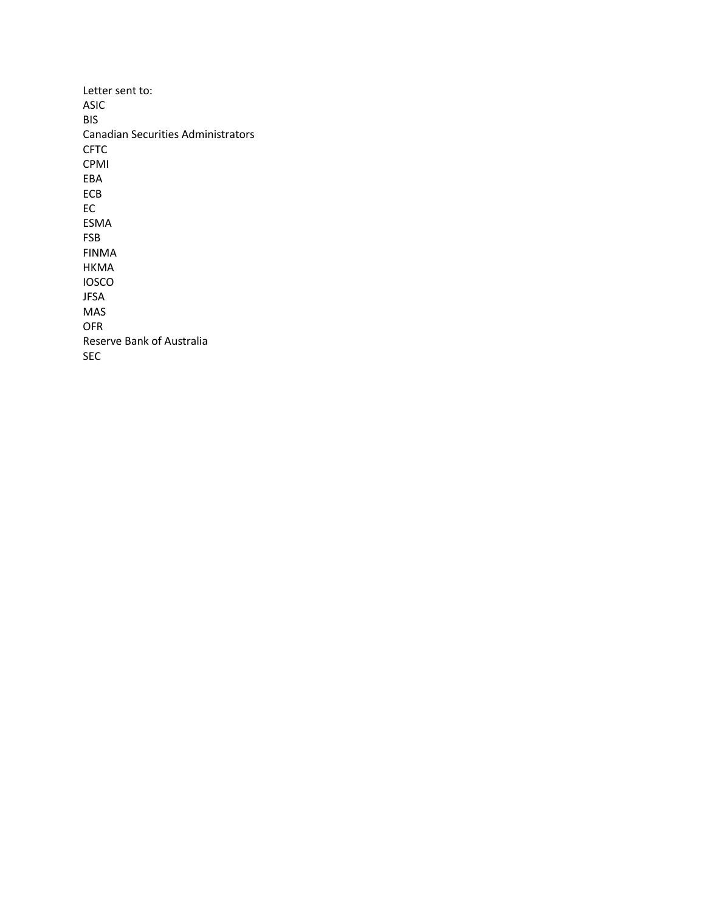Letter sent to:
ASIC
BIS
Canadian Securities Administrators
CFTC
CPMI
EBA
ECB
EC
ESMA
FSB
FINMA
HKMA
IOSCO
JFSA
MAS
OFR
Reserve Bank of Australia
SEC